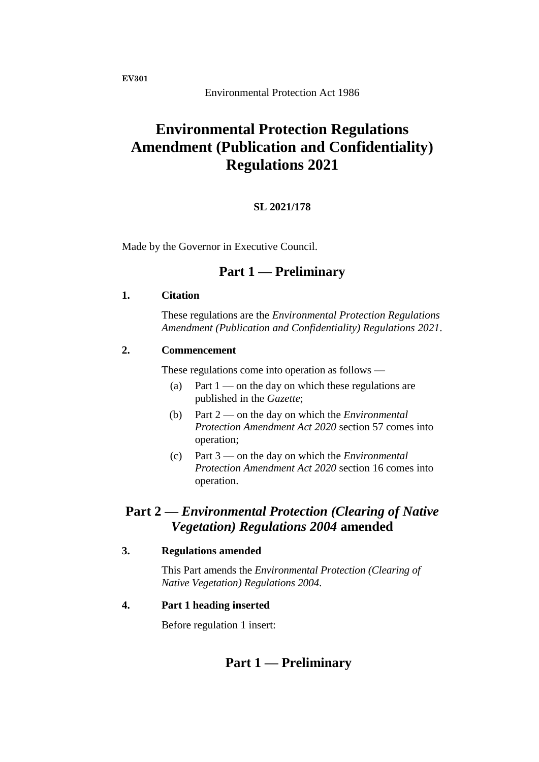**EV301**

Environmental Protection Act 1986

# Environmental Protection Regulations Amendment (Publication and Confidentiality) Regulations 2021

**SL 2021/178**

Made by the Governor in Executive Council.

## Part 1 — Preliminary

**1. Citation**

These regulations are the *Environmental Protection Regulations Amendment (Publication and Confidentiality) Regulations 2021*.

**2. Commencement**

These regulations come into operation as follows —

(a) Part 1 — on the day on which these regulations are published in the *Gazette*;

(b) Part 2 — on the day on which the *Environmental Protection Amendment Act 2020* section 57 comes into operation;

(c) Part 3 — on the day on which the *Environmental Protection Amendment Act 2020* section 16 comes into operation.

## Part 2 — *Environmental Protection (Clearing of Native Vegetation) Regulations 2004* amended

**3. Regulations amended**

This Part amends the *Environmental Protection (Clearing of Native Vegetation) Regulations 2004*.

**4. Part 1 heading inserted**

Before regulation 1 insert:

## Part 1 — Preliminary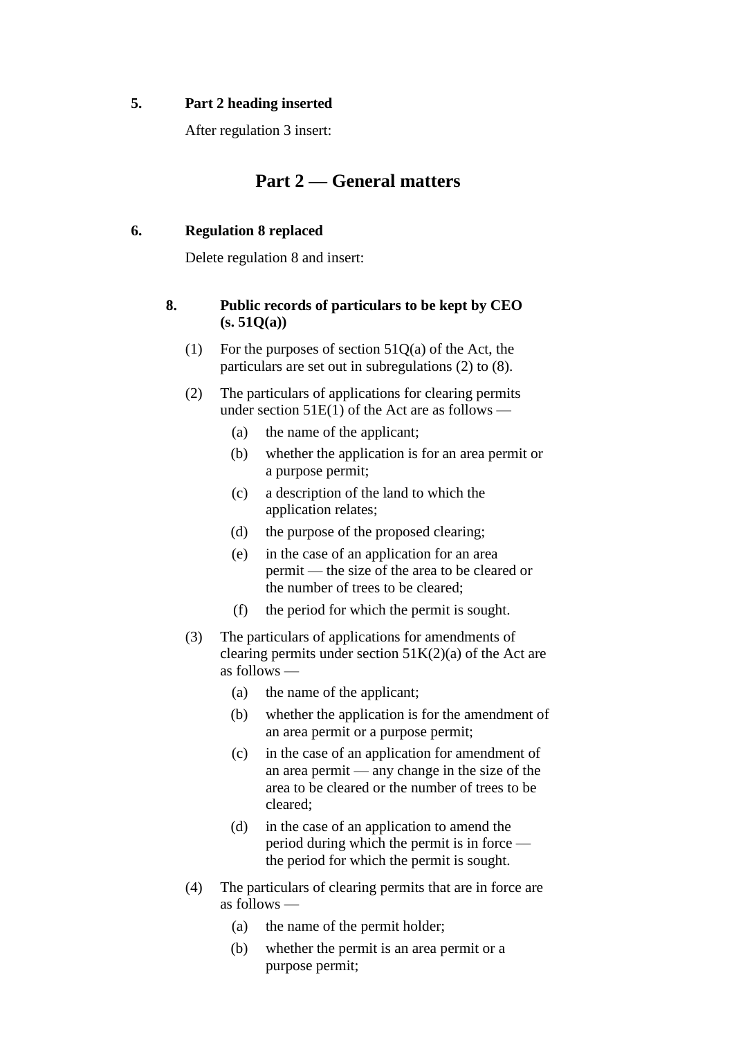**5. Part 2 heading inserted**

After regulation 3 insert:

## Part 2 — General matters

**6. Regulation 8 replaced**

Delete regulation 8 and insert:

**8. Public records of particulars to be kept by CEO (s. 51Q(a))**

(1) For the purposes of section 51Q(a) of the Act, the particulars are set out in subregulations (2) to (8).

(2) The particulars of applications for clearing permits under section 51E(1) of the Act are as follows —

- (a) the name of the applicant;
- (b) whether the application is for an area permit or a purpose permit;
- (c) a description of the land to which the application relates;
- (d) the purpose of the proposed clearing;
- (e) in the case of an application for an area permit — the size of the area to be cleared or the number of trees to be cleared;
- (f) the period for which the permit is sought.

(3) The particulars of applications for amendments of clearing permits under section 51K(2)(a) of the Act are as follows —

- (a) the name of the applicant;
- (b) whether the application is for the amendment of an area permit or a purpose permit;
- (c) in the case of an application for amendment of an area permit — any change in the size of the area to be cleared or the number of trees to be cleared;
- (d) in the case of an application to amend the period during which the permit is in force — the period for which the permit is sought.

(4) The particulars of clearing permits that are in force are as follows —

- (a) the name of the permit holder;
- (b) whether the permit is an area permit or a purpose permit;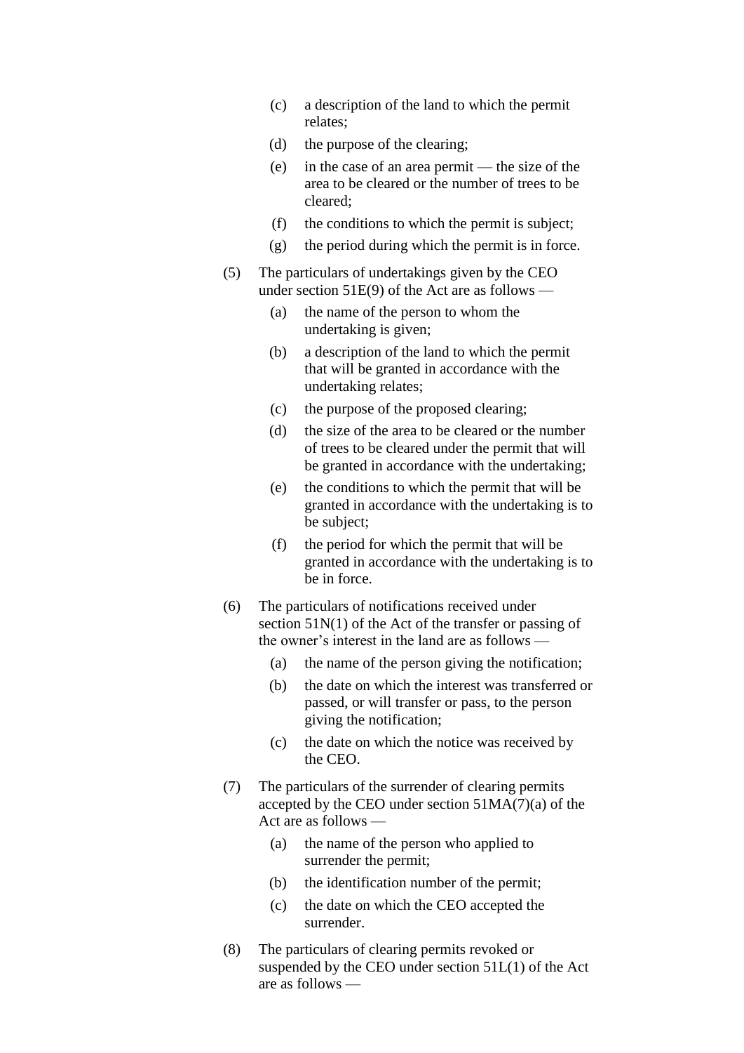(c) a description of the land to which the permit relates;

(d) the purpose of the clearing;

(e) in the case of an area permit — the size of the area to be cleared or the number of trees to be cleared;

(f) the conditions to which the permit is subject;

(g) the period during which the permit is in force.

(5) The particulars of undertakings given by the CEO under section 51E(9) of the Act are as follows —

(a) the name of the person to whom the undertaking is given;

(b) a description of the land to which the permit that will be granted in accordance with the undertaking relates;

(c) the purpose of the proposed clearing;

(d) the size of the area to be cleared or the number of trees to be cleared under the permit that will be granted in accordance with the undertaking;

(e) the conditions to which the permit that will be granted in accordance with the undertaking is to be subject;

(f) the period for which the permit that will be granted in accordance with the undertaking is to be in force.

(6) The particulars of notifications received under section 51N(1) of the Act of the transfer or passing of the owner's interest in the land are as follows —

(a) the name of the person giving the notification;

(b) the date on which the interest was transferred or passed, or will transfer or pass, to the person giving the notification;

(c) the date on which the notice was received by the CEO.

(7) The particulars of the surrender of clearing permits accepted by the CEO under section 51MA(7)(a) of the Act are as follows —

(a) the name of the person who applied to surrender the permit;

(b) the identification number of the permit;

(c) the date on which the CEO accepted the surrender.

(8) The particulars of clearing permits revoked or suspended by the CEO under section 51L(1) of the Act are as follows —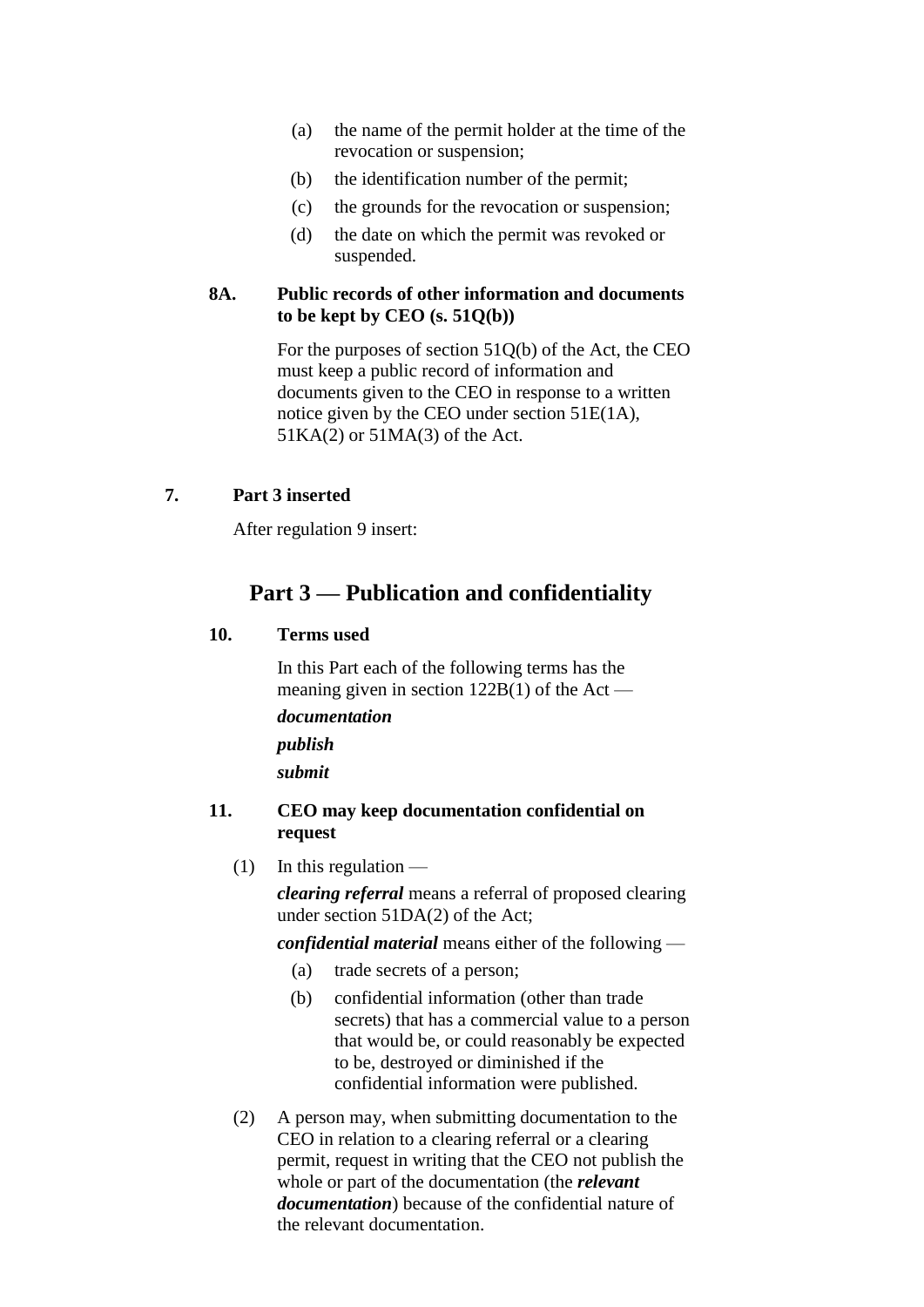(a) the name of the permit holder at the time of the revocation or suspension;

(b) the identification number of the permit;

(c) the grounds for the revocation or suspension;

(d) the date on which the permit was revoked or suspended.

**8A. Public records of other information and documents to be kept by CEO (s. 51Q(b))**

For the purposes of section 51Q(b) of the Act, the CEO must keep a public record of information and documents given to the CEO in response to a written notice given by the CEO under section 51E(1A), 51KA(2) or 51MA(3) of the Act.

**7. Part 3 inserted**

After regulation 9 insert:

## Part 3 — Publication and confidentiality

**10. Terms used**

In this Part each of the following terms has the meaning given in section 122B(1) of the Act —

***documentation***

***publish***

***submit***

**11. CEO may keep documentation confidential on request**

(1) In this regulation —

***clearing referral*** means a referral of proposed clearing under section 51DA(2) of the Act;

***confidential material*** means either of the following —

(a) trade secrets of a person;

(b) confidential information (other than trade secrets) that has a commercial value to a person that would be, or could reasonably be expected to be, destroyed or diminished if the confidential information were published.

(2) A person may, when submitting documentation to the CEO in relation to a clearing referral or a clearing permit, request in writing that the CEO not publish the whole or part of the documentation (the ***relevant documentation***) because of the confidential nature of the relevant documentation.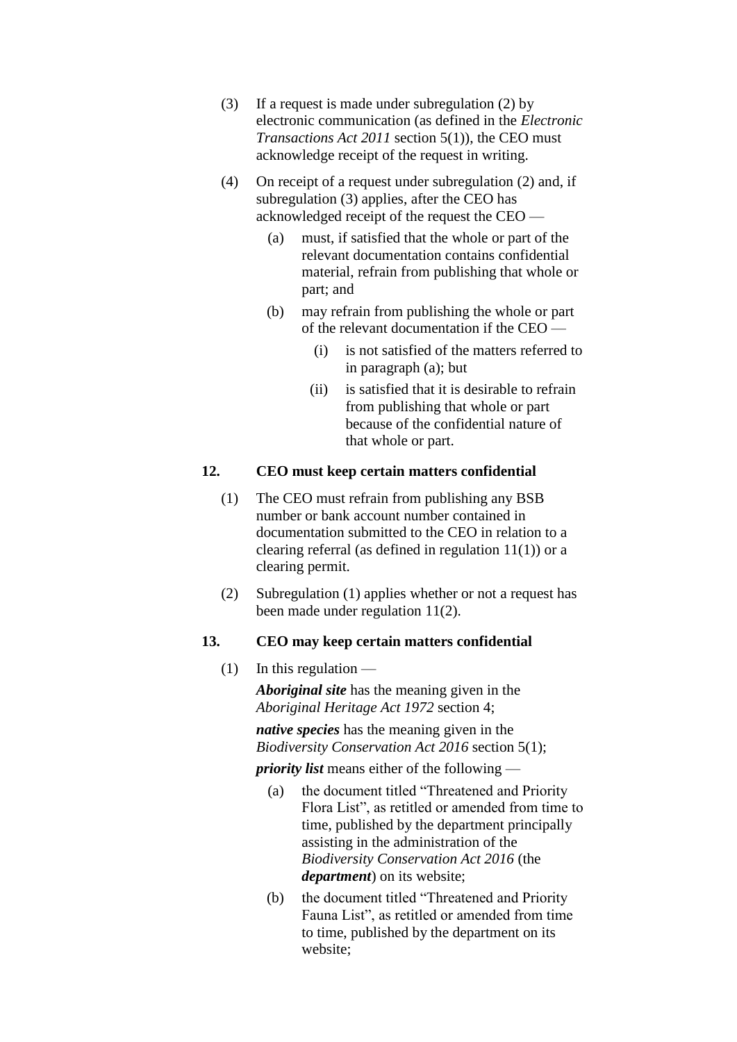(3) If a request is made under subregulation (2) by electronic communication (as defined in the *Electronic Transactions Act 2011* section 5(1)), the CEO must acknowledge receipt of the request in writing.

(4) On receipt of a request under subregulation (2) and, if subregulation (3) applies, after the CEO has acknowledged receipt of the request the CEO —

  (a) must, if satisfied that the whole or part of the relevant documentation contains confidential material, refrain from publishing that whole or part; and

  (b) may refrain from publishing the whole or part of the relevant documentation if the CEO —

    (i) is not satisfied of the matters referred to in paragraph (a); but

    (ii) is satisfied that it is desirable to refrain from publishing that whole or part because of the confidential nature of that whole or part.

### 12. CEO must keep certain matters confidential

(1) The CEO must refrain from publishing any BSB number or bank account number contained in documentation submitted to the CEO in relation to a clearing referral (as defined in regulation 11(1)) or a clearing permit.

(2) Subregulation (1) applies whether or not a request has been made under regulation 11(2).

### 13. CEO may keep certain matters confidential

(1) In this regulation —

***Aboriginal site*** has the meaning given in the *Aboriginal Heritage Act 1972* section 4;

***native species*** has the meaning given in the *Biodiversity Conservation Act 2016* section 5(1);

***priority list*** means either of the following —

  (a) the document titled "Threatened and Priority Flora List", as retitled or amended from time to time, published by the department principally assisting in the administration of the *Biodiversity Conservation Act 2016* (the ***department***) on its website;

  (b) the document titled "Threatened and Priority Fauna List", as retitled or amended from time to time, published by the department on its website;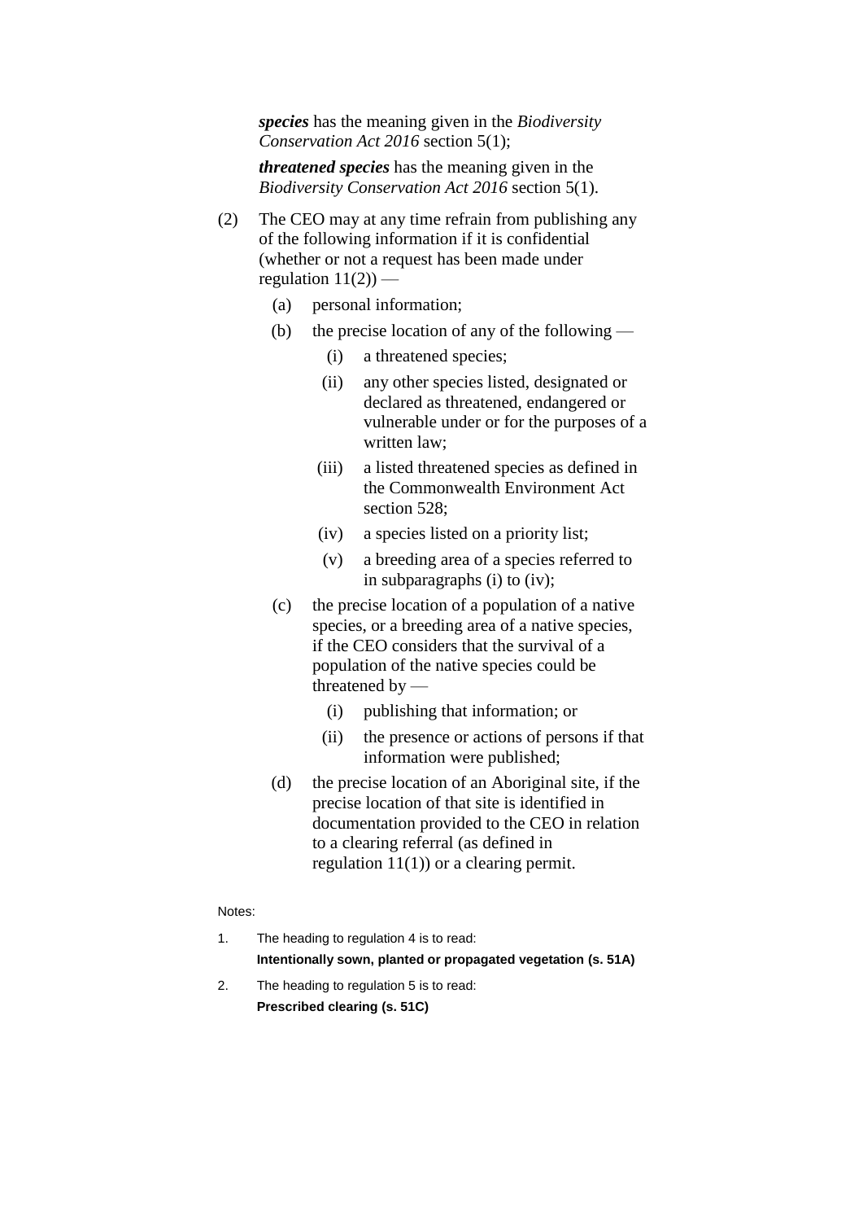***species*** has the meaning given in the *Biodiversity Conservation Act 2016* section 5(1);

***threatened species*** has the meaning given in the *Biodiversity Conservation Act 2016* section 5(1).

(2) The CEO may at any time refrain from publishing any of the following information if it is confidential (whether or not a request has been made under regulation 11(2)) —

(a) personal information;

(b) the precise location of any of the following —

(i) a threatened species;

(ii) any other species listed, designated or declared as threatened, endangered or vulnerable under or for the purposes of a written law;

(iii) a listed threatened species as defined in the Commonwealth Environment Act section 528;

(iv) a species listed on a priority list;

(v) a breeding area of a species referred to in subparagraphs (i) to (iv);

(c) the precise location of a population of a native species, or a breeding area of a native species, if the CEO considers that the survival of a population of the native species could be threatened by —

(i) publishing that information; or

(ii) the presence or actions of persons if that information were published;

(d) the precise location of an Aboriginal site, if the precise location of that site is identified in documentation provided to the CEO in relation to a clearing referral (as defined in regulation 11(1)) or a clearing permit.

Notes:

1. The heading to regulation 4 is to read:

   **Intentionally sown, planted or propagated vegetation (s. 51A)**

2. The heading to regulation 5 is to read:

   **Prescribed clearing (s. 51C)**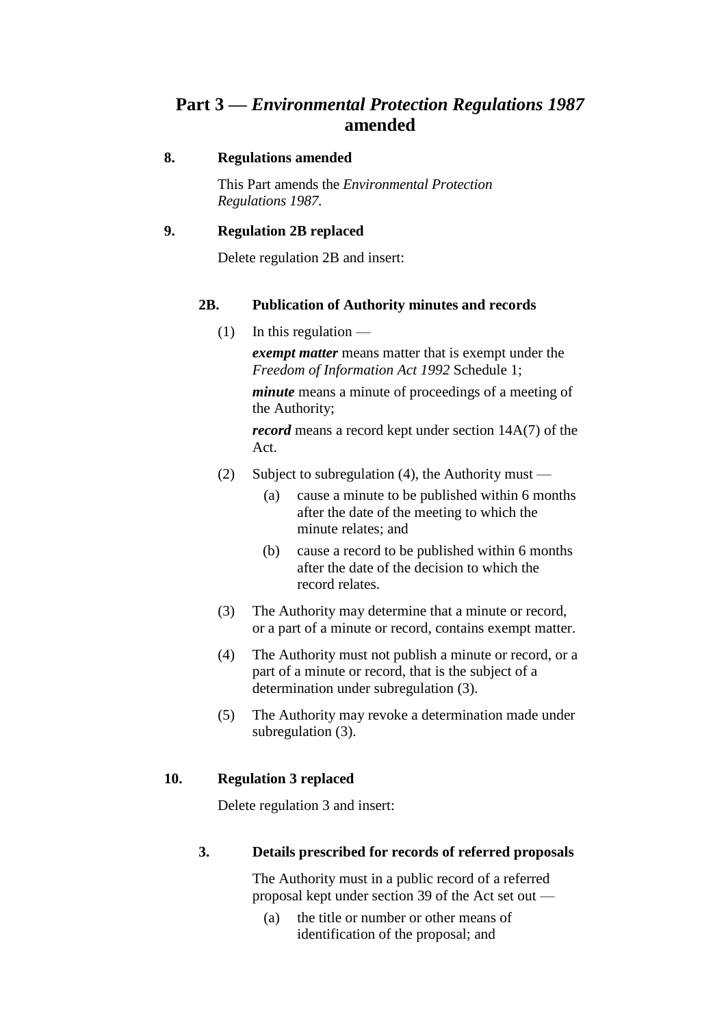## Part 3 — *Environmental Protection Regulations 1987* amended

**8. Regulations amended**

This Part amends the *Environmental Protection Regulations 1987*.

**9. Regulation 2B replaced**

Delete regulation 2B and insert:

**2B. Publication of Authority minutes and records**

(1) In this regulation —

***exempt matter*** means matter that is exempt under the *Freedom of Information Act 1992* Schedule 1;

***minute*** means a minute of proceedings of a meeting of the Authority;

***record*** means a record kept under section 14A(7) of the Act.

(2) Subject to subregulation (4), the Authority must —

(a) cause a minute to be published within 6 months after the date of the meeting to which the minute relates; and

(b) cause a record to be published within 6 months after the date of the decision to which the record relates.

(3) The Authority may determine that a minute or record, or a part of a minute or record, contains exempt matter.

(4) The Authority must not publish a minute or record, or a part of a minute or record, that is the subject of a determination under subregulation (3).

(5) The Authority may revoke a determination made under subregulation (3).

**10. Regulation 3 replaced**

Delete regulation 3 and insert:

**3. Details prescribed for records of referred proposals**

The Authority must in a public record of a referred proposal kept under section 39 of the Act set out —

(a) the title or number or other means of identification of the proposal; and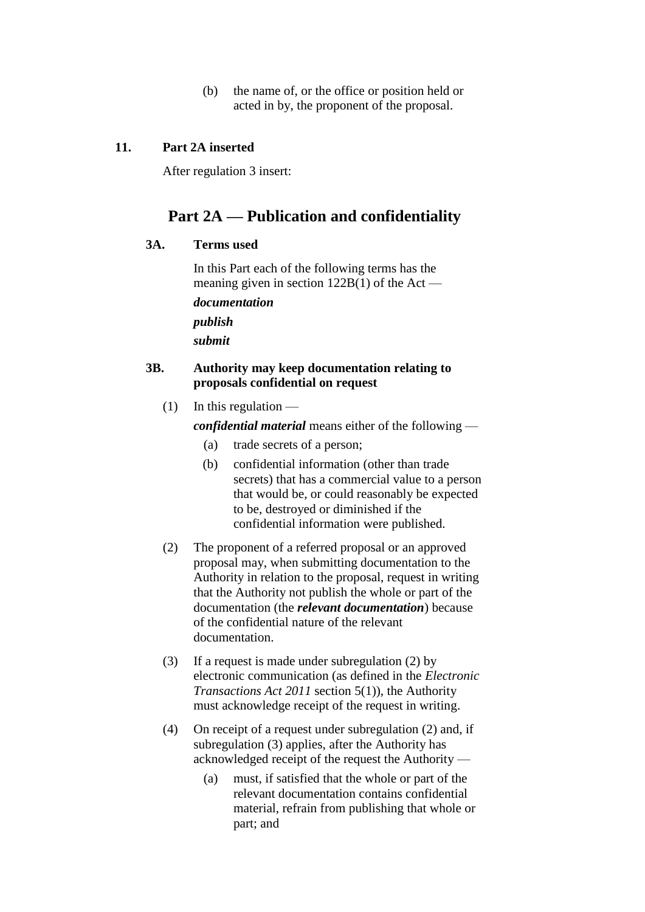(b) the name of, or the office or position held or acted in by, the proponent of the proposal.

### 11. Part 2A inserted

After regulation 3 insert:

## Part 2A — Publication and confidentiality

### 3A. Terms used

In this Part each of the following terms has the meaning given in section 122B(1) of the Act —

***documentation***

***publish***

***submit***

### 3B. Authority may keep documentation relating to proposals confidential on request

(1) In this regulation —

***confidential material*** means either of the following —

- (a) trade secrets of a person;
- (b) confidential information (other than trade secrets) that has a commercial value to a person that would be, or could reasonably be expected to be, destroyed or diminished if the confidential information were published.

(2) The proponent of a referred proposal or an approved proposal may, when submitting documentation to the Authority in relation to the proposal, request in writing that the Authority not publish the whole or part of the documentation (the ***relevant documentation***) because of the confidential nature of the relevant documentation.

(3) If a request is made under subregulation (2) by electronic communication (as defined in the *Electronic Transactions Act 2011* section 5(1)), the Authority must acknowledge receipt of the request in writing.

(4) On receipt of a request under subregulation (2) and, if subregulation (3) applies, after the Authority has acknowledged receipt of the request the Authority —

- (a) must, if satisfied that the whole or part of the relevant documentation contains confidential material, refrain from publishing that whole or part; and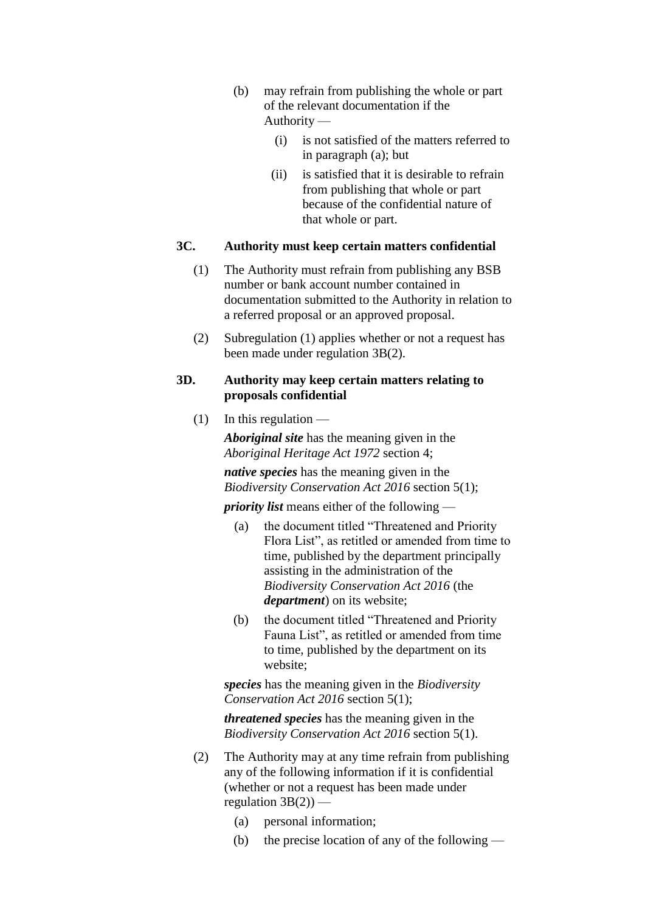(b) may refrain from publishing the whole or part of the relevant documentation if the Authority —

  (i) is not satisfied of the matters referred to in paragraph (a); but

  (ii) is satisfied that it is desirable to refrain from publishing that whole or part because of the confidential nature of that whole or part.

### 3C. Authority must keep certain matters confidential

(1) The Authority must refrain from publishing any BSB number or bank account number contained in documentation submitted to the Authority in relation to a referred proposal or an approved proposal.

(2) Subregulation (1) applies whether or not a request has been made under regulation 3B(2).

### 3D. Authority may keep certain matters relating to proposals confidential

(1) In this regulation —

***Aboriginal site*** has the meaning given in the *Aboriginal Heritage Act 1972* section 4;

***native species*** has the meaning given in the *Biodiversity Conservation Act 2016* section 5(1);

***priority list*** means either of the following —

  (a) the document titled “Threatened and Priority Flora List”, as retitled or amended from time to time, published by the department principally assisting in the administration of the *Biodiversity Conservation Act 2016* (the ***department***) on its website;

  (b) the document titled “Threatened and Priority Fauna List”, as retitled or amended from time to time, published by the department on its website;

***species*** has the meaning given in the *Biodiversity Conservation Act 2016* section 5(1);

***threatened species*** has the meaning given in the *Biodiversity Conservation Act 2016* section 5(1).

(2) The Authority may at any time refrain from publishing any of the following information if it is confidential (whether or not a request has been made under regulation 3B(2)) —

  (a) personal information;

  (b) the precise location of any of the following —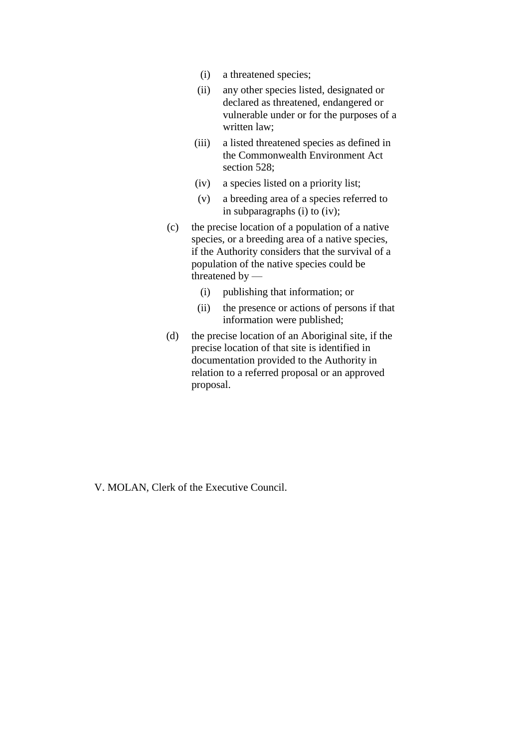(i) a threatened species;

(ii) any other species listed, designated or declared as threatened, endangered or vulnerable under or for the purposes of a written law;

(iii) a listed threatened species as defined in the Commonwealth Environment Act section 528;

(iv) a species listed on a priority list;

(v) a breeding area of a species referred to in subparagraphs (i) to (iv);

(c) the precise location of a population of a native species, or a breeding area of a native species, if the Authority considers that the survival of a population of the native species could be threatened by —

(i) publishing that information; or

(ii) the presence or actions of persons if that information were published;

(d) the precise location of an Aboriginal site, if the precise location of that site is identified in documentation provided to the Authority in relation to a referred proposal or an approved proposal.

V. MOLAN, Clerk of the Executive Council.